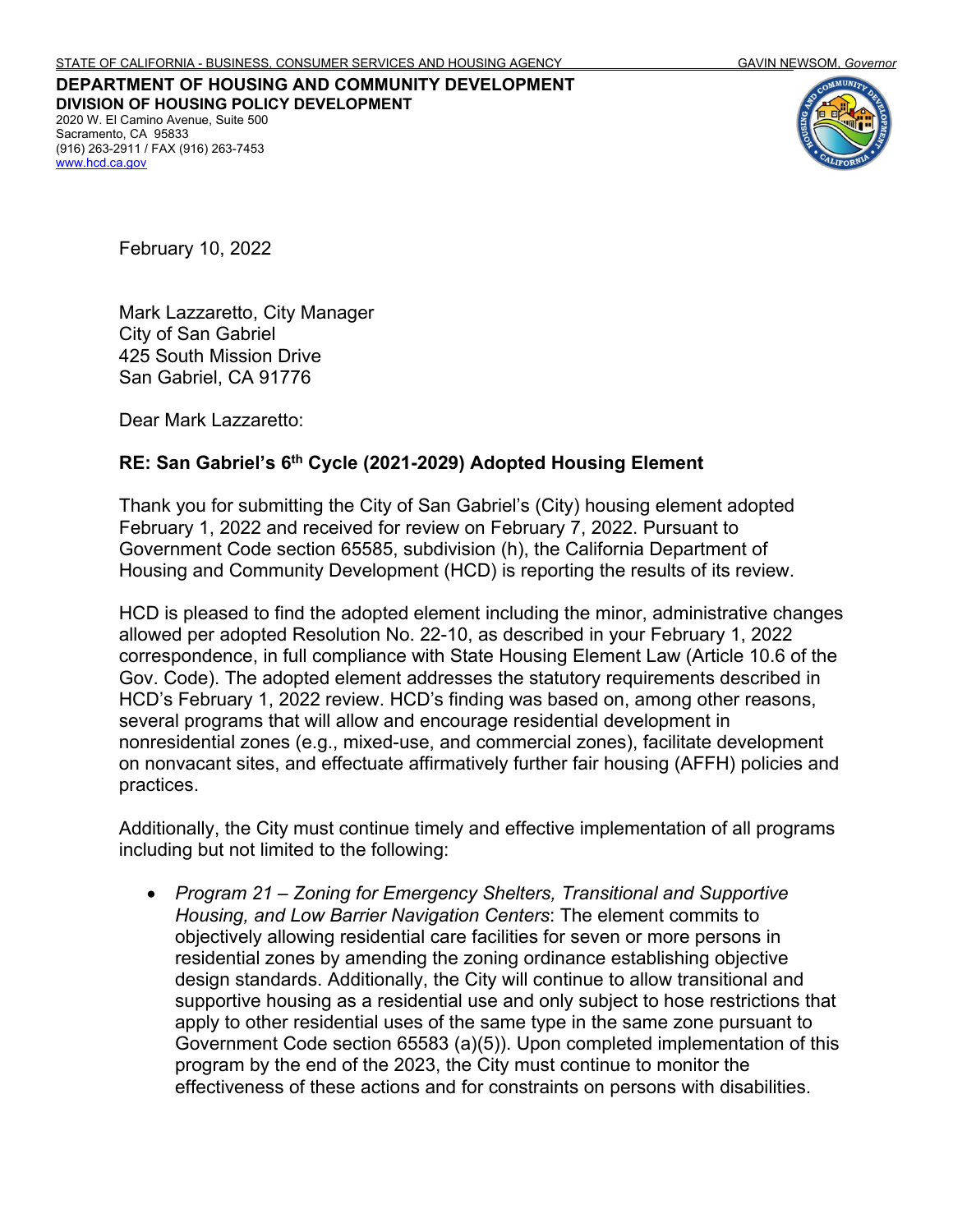STATE OF CALIFORNIA - BUSINESS, CONSUMER SERVICES AND HOUSING AGENCY GAVIN NEWSOM, *Governor*

**DEPARTMENT OF HOUSING AND COMMUNITY DEVELOPMENT**
**DIVISION OF HOUSING POLICY DEVELOPMENT**
2020 W. El Camino Avenue, Suite 500
Sacramento, CA 95833
(916) 263-2911 / FAX (916) 263-7453
www.hcd.ca.gov

February 10, 2022

Mark Lazzaretto, City Manager
City of San Gabriel
425 South Mission Drive
San Gabriel, CA 91776

Dear Mark Lazzaretto:

**RE: San Gabriel's 6th Cycle (2021-2029) Adopted Housing Element**

Thank you for submitting the City of San Gabriel's (City) housing element adopted February 1, 2022 and received for review on February 7, 2022. Pursuant to Government Code section 65585, subdivision (h), the California Department of Housing and Community Development (HCD) is reporting the results of its review.

HCD is pleased to find the adopted element including the minor, administrative changes allowed per adopted Resolution No. 22-10, as described in your February 1, 2022 correspondence, in full compliance with State Housing Element Law (Article 10.6 of the Gov. Code). The adopted element addresses the statutory requirements described in HCD's February 1, 2022 review. HCD's finding was based on, among other reasons, several programs that will allow and encourage residential development in nonresidential zones (e.g., mixed-use, and commercial zones), facilitate development on nonvacant sites, and effectuate affirmatively further fair housing (AFFH) policies and practices.

Additionally, the City must continue timely and effective implementation of all programs including but not limited to the following:

- *Program 21 – Zoning for Emergency Shelters, Transitional and Supportive Housing, and Low Barrier Navigation Centers*: The element commits to objectively allowing residential care facilities for seven or more persons in residential zones by amending the zoning ordinance establishing objective design standards. Additionally, the City will continue to allow transitional and supportive housing as a residential use and only subject to hose restrictions that apply to other residential uses of the same type in the same zone pursuant to Government Code section 65583 (a)(5)). Upon completed implementation of this program by the end of the 2023, the City must continue to monitor the effectiveness of these actions and for constraints on persons with disabilities.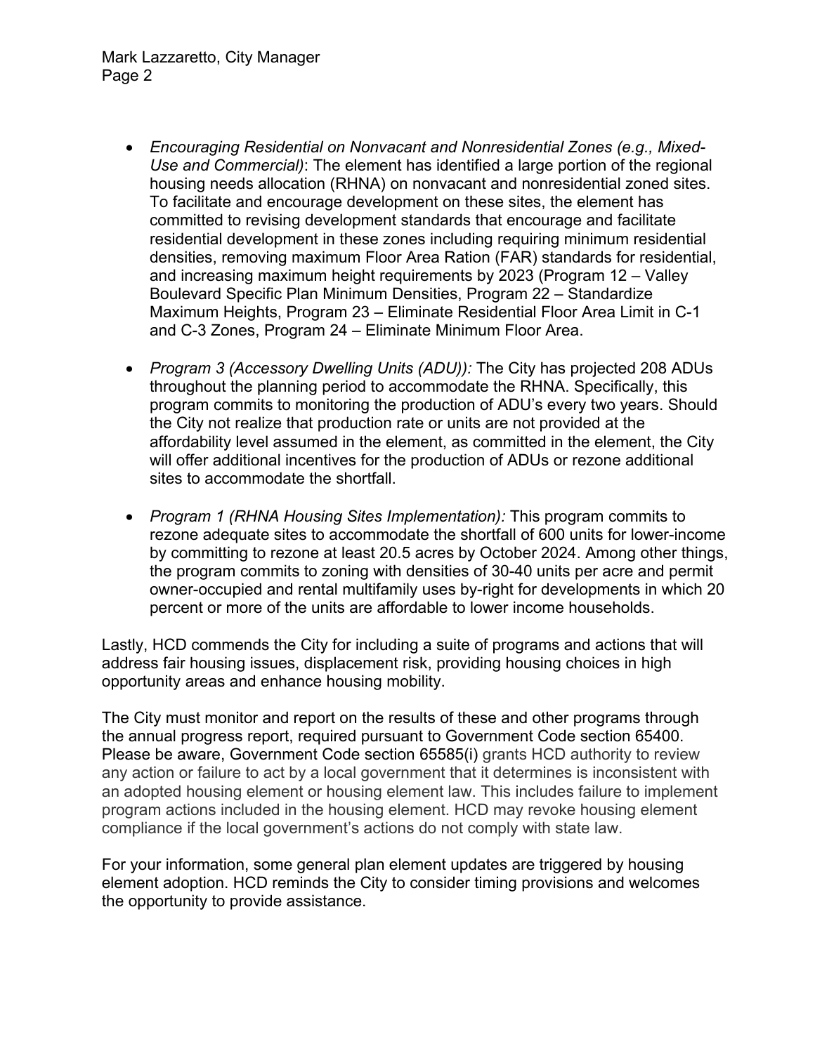- *Encouraging Residential on Nonvacant and Nonresidential Zones (e.g., Mixed-Use and Commercial)*: The element has identified a large portion of the regional housing needs allocation (RHNA) on nonvacant and nonresidential zoned sites. To facilitate and encourage development on these sites, the element has committed to revising development standards that encourage and facilitate residential development in these zones including requiring minimum residential densities, removing maximum Floor Area Ration (FAR) standards for residential, and increasing maximum height requirements by 2023 (Program 12 – Valley Boulevard Specific Plan Minimum Densities, Program 22 – Standardize Maximum Heights, Program 23 – Eliminate Residential Floor Area Limit in C-1 and C-3 Zones, Program 24 – Eliminate Minimum Floor Area.

- *Program 3 (Accessory Dwelling Units (ADU)):* The City has projected 208 ADUs throughout the planning period to accommodate the RHNA. Specifically, this program commits to monitoring the production of ADU's every two years. Should the City not realize that production rate or units are not provided at the affordability level assumed in the element, as committed in the element, the City will offer additional incentives for the production of ADUs or rezone additional sites to accommodate the shortfall.

- *Program 1 (RHNA Housing Sites Implementation):* This program commits to rezone adequate sites to accommodate the shortfall of 600 units for lower-income by committing to rezone at least 20.5 acres by October 2024. Among other things, the program commits to zoning with densities of 30-40 units per acre and permit owner-occupied and rental multifamily uses by-right for developments in which 20 percent or more of the units are affordable to lower income households.

Lastly, HCD commends the City for including a suite of programs and actions that will address fair housing issues, displacement risk, providing housing choices in high opportunity areas and enhance housing mobility.

The City must monitor and report on the results of these and other programs through the annual progress report, required pursuant to Government Code section 65400. Please be aware, Government Code section 65585(i) grants HCD authority to review any action or failure to act by a local government that it determines is inconsistent with an adopted housing element or housing element law. This includes failure to implement program actions included in the housing element. HCD may revoke housing element compliance if the local government's actions do not comply with state law.

For your information, some general plan element updates are triggered by housing element adoption. HCD reminds the City to consider timing provisions and welcomes the opportunity to provide assistance.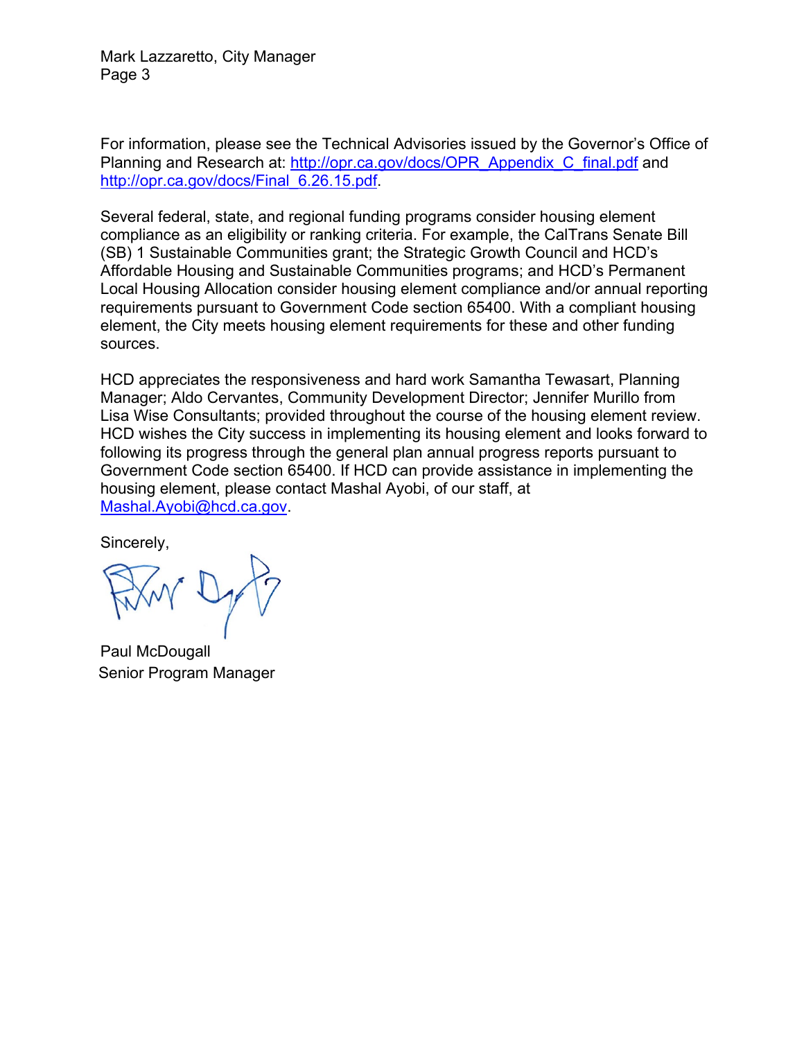For information, please see the Technical Advisories issued by the Governor's Office of Planning and Research at: http://opr.ca.gov/docs/OPR_Appendix_C_final.pdf and http://opr.ca.gov/docs/Final_6.26.15.pdf.

Several federal, state, and regional funding programs consider housing element compliance as an eligibility or ranking criteria. For example, the CalTrans Senate Bill (SB) 1 Sustainable Communities grant; the Strategic Growth Council and HCD's Affordable Housing and Sustainable Communities programs; and HCD's Permanent Local Housing Allocation consider housing element compliance and/or annual reporting requirements pursuant to Government Code section 65400. With a compliant housing element, the City meets housing element requirements for these and other funding sources.

HCD appreciates the responsiveness and hard work Samantha Tewasart, Planning Manager; Aldo Cervantes, Community Development Director; Jennifer Murillo from Lisa Wise Consultants; provided throughout the course of the housing element review. HCD wishes the City success in implementing its housing element and looks forward to following its progress through the general plan annual progress reports pursuant to Government Code section 65400. If HCD can provide assistance in implementing the housing element, please contact Mashal Ayobi, of our staff, at Mashal.Ayobi@hcd.ca.gov.

Sincerely,

Paul McDougall
Senior Program Manager